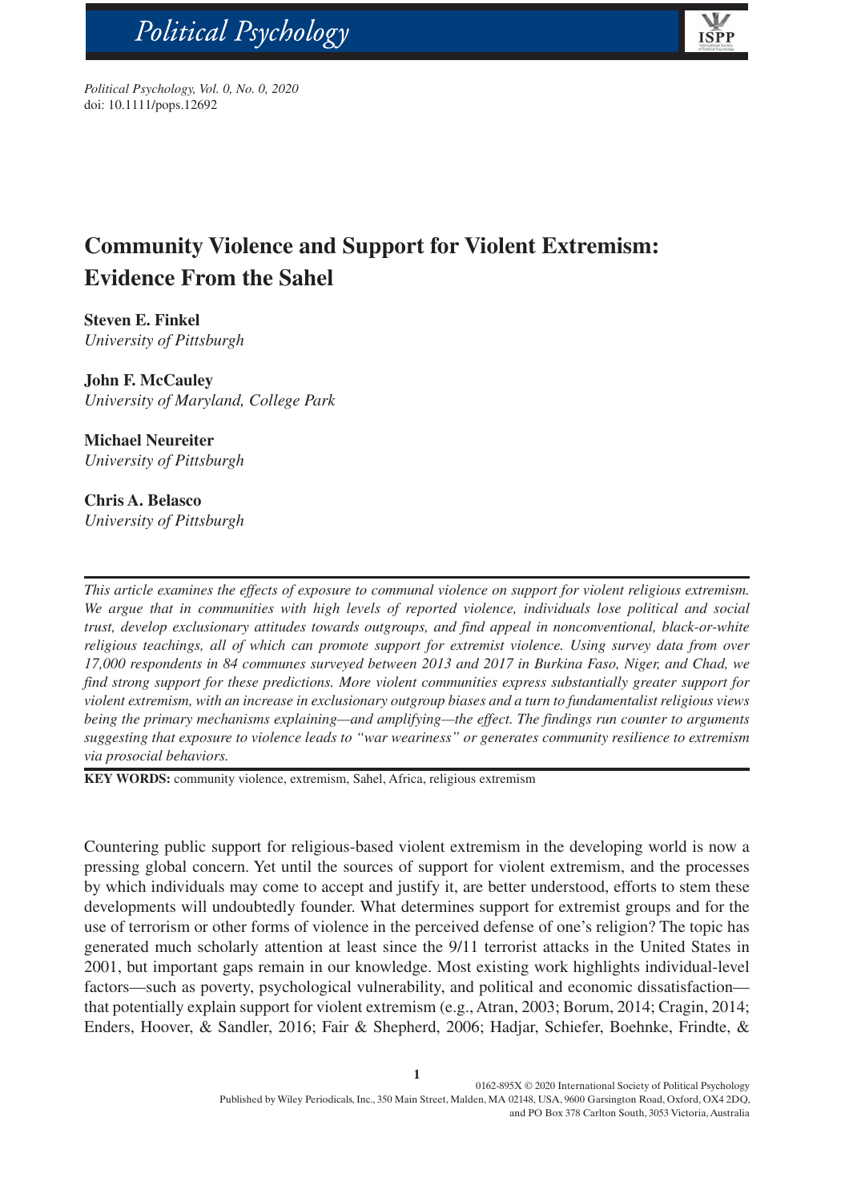Political Psychology, Vol. 0, No. 0, 2020
doi: 10.1111/pops.12692

# Community Violence and Support for Violent Extremism: Evidence From the Sahel

**Steven E. Finkel**
*University of Pittsburgh*

**John F. McCauley**
*University of Maryland, College Park*

**Michael Neureiter**
*University of Pittsburgh*

**Chris A. Belasco**
*University of Pittsburgh*

*This article examines the effects of exposure to communal violence on support for violent religious extremism. We argue that in communities with high levels of reported violence, individuals lose political and social trust, develop exclusionary attitudes towards outgroups, and find appeal in nonconventional, black-or-white religious teachings, all of which can promote support for extremist violence. Using survey data from over 17,000 respondents in 84 communes surveyed between 2013 and 2017 in Burkina Faso, Niger, and Chad, we find strong support for these predictions. More violent communities express substantially greater support for violent extremism, with an increase in exclusionary outgroup biases and a turn to fundamentalist religious views being the primary mechanisms explaining—and amplifying—the effect. The findings run counter to arguments suggesting that exposure to violence leads to "war weariness" or generates community resilience to extremism via prosocial behaviors.*

**KEY WORDS:** community violence, extremism, Sahel, Africa, religious extremism

Countering public support for religious-based violent extremism in the developing world is now a pressing global concern. Yet until the sources of support for violent extremism, and the processes by which individuals may come to accept and justify it, are better understood, efforts to stem these developments will undoubtedly founder. What determines support for extremist groups and for the use of terrorism or other forms of violence in the perceived defense of one's religion? The topic has generated much scholarly attention at least since the 9/11 terrorist attacks in the United States in 2001, but important gaps remain in our knowledge. Most existing work highlights individual-level factors—such as poverty, psychological vulnerability, and political and economic dissatisfaction—that potentially explain support for violent extremism (e.g., Atran, 2003; Borum, 2014; Cragin, 2014; Enders, Hoover, & Sandler, 2016; Fair & Shepherd, 2006; Hadjar, Schiefer, Boehnke, Frindte, &

0162-895X © 2020 International Society of Political Psychology
Published by Wiley Periodicals, Inc., 350 Main Street, Malden, MA 02148, USA, 9600 Garsington Road, Oxford, OX4 2DQ, and PO Box 378 Carlton South, 3053 Victoria, Australia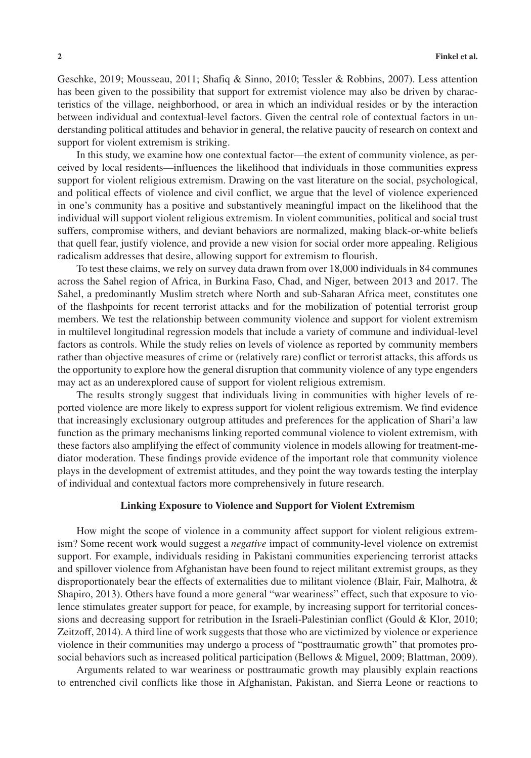Geschke, 2019; Mousseau, 2011; Shafiq & Sinno, 2010; Tessler & Robbins, 2007). Less attention has been given to the possibility that support for extremist violence may also be driven by characteristics of the village, neighborhood, or area in which an individual resides or by the interaction between individual and contextual-level factors. Given the central role of contextual factors in understanding political attitudes and behavior in general, the relative paucity of research on context and support for violent extremism is striking.

In this study, we examine how one contextual factor—the extent of community violence, as perceived by local residents—influences the likelihood that individuals in those communities express support for violent religious extremism. Drawing on the vast literature on the social, psychological, and political effects of violence and civil conflict, we argue that the level of violence experienced in one's community has a positive and substantively meaningful impact on the likelihood that the individual will support violent religious extremism. In violent communities, political and social trust suffers, compromise withers, and deviant behaviors are normalized, making black-or-white beliefs that quell fear, justify violence, and provide a new vision for social order more appealing. Religious radicalism addresses that desire, allowing support for extremism to flourish.

To test these claims, we rely on survey data drawn from over 18,000 individuals in 84 communes across the Sahel region of Africa, in Burkina Faso, Chad, and Niger, between 2013 and 2017. The Sahel, a predominantly Muslim stretch where North and sub-Saharan Africa meet, constitutes one of the flashpoints for recent terrorist attacks and for the mobilization of potential terrorist group members. We test the relationship between community violence and support for violent extremism in multilevel longitudinal regression models that include a variety of commune and individual-level factors as controls. While the study relies on levels of violence as reported by community members rather than objective measures of crime or (relatively rare) conflict or terrorist attacks, this affords us the opportunity to explore how the general disruption that community violence of any type engenders may act as an underexplored cause of support for violent religious extremism.

The results strongly suggest that individuals living in communities with higher levels of reported violence are more likely to express support for violent religious extremism. We find evidence that increasingly exclusionary outgroup attitudes and preferences for the application of Shari'a law function as the primary mechanisms linking reported communal violence to violent extremism, with these factors also amplifying the effect of community violence in models allowing for treatment-mediator moderation. These findings provide evidence of the important role that community violence plays in the development of extremist attitudes, and they point the way towards testing the interplay of individual and contextual factors more comprehensively in future research.

## Linking Exposure to Violence and Support for Violent Extremism

How might the scope of violence in a community affect support for violent religious extremism? Some recent work would suggest a *negative* impact of community-level violence on extremist support. For example, individuals residing in Pakistani communities experiencing terrorist attacks and spillover violence from Afghanistan have been found to reject militant extremist groups, as they disproportionately bear the effects of externalities due to militant violence (Blair, Fair, Malhotra, & Shapiro, 2013). Others have found a more general "war weariness" effect, such that exposure to violence stimulates greater support for peace, for example, by increasing support for territorial concessions and decreasing support for retribution in the Israeli-Palestinian conflict (Gould & Klor, 2010; Zeitzoff, 2014). A third line of work suggests that those who are victimized by violence or experience violence in their communities may undergo a process of "posttraumatic growth" that promotes prosocial behaviors such as increased political participation (Bellows & Miguel, 2009; Blattman, 2009).

Arguments related to war weariness or posttraumatic growth may plausibly explain reactions to entrenched civil conflicts like those in Afghanistan, Pakistan, and Sierra Leone or reactions to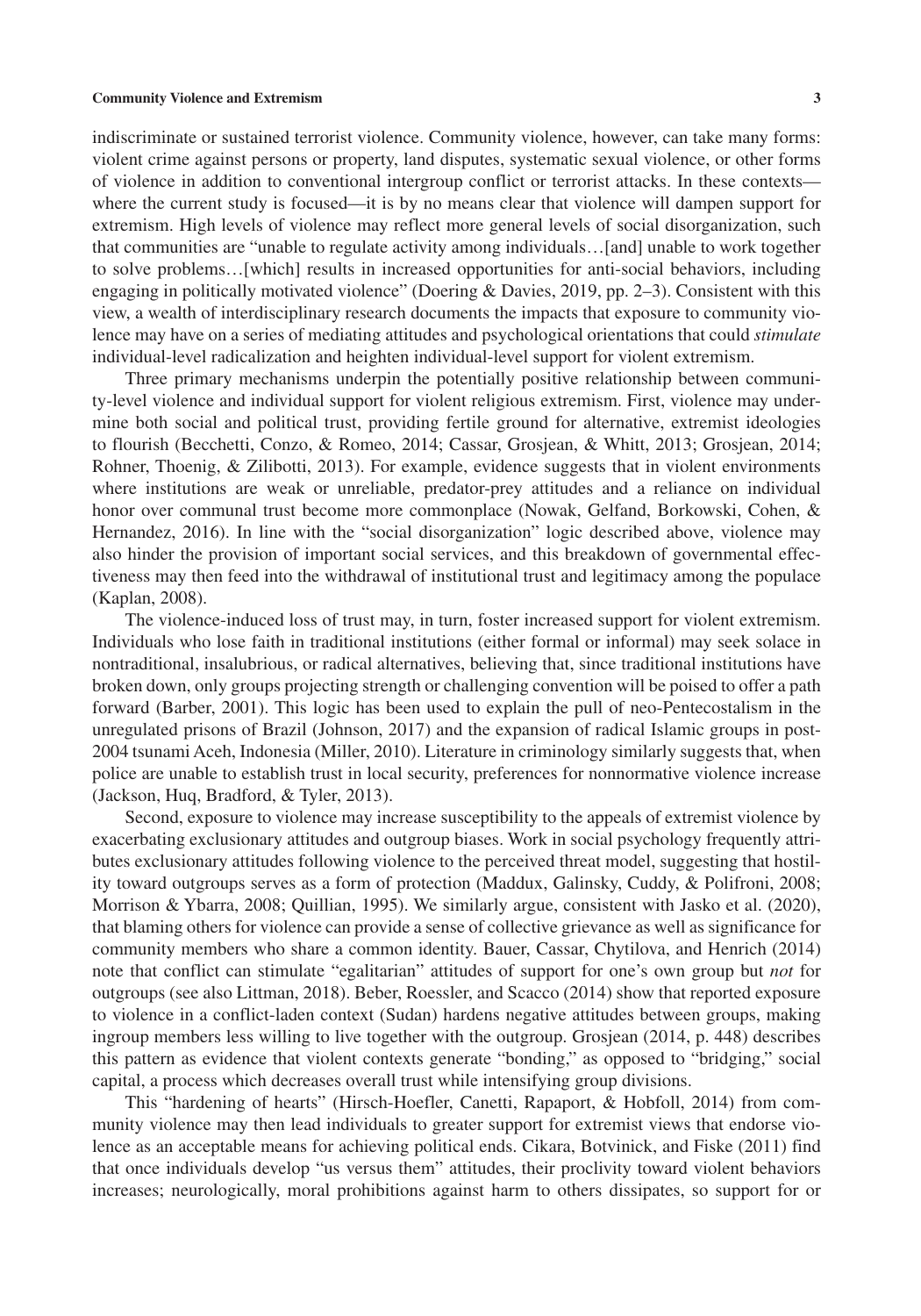indiscriminate or sustained terrorist violence. Community violence, however, can take many forms: violent crime against persons or property, land disputes, systematic sexual violence, or other forms of violence in addition to conventional intergroup conflict or terrorist attacks. In these contexts—where the current study is focused—it is by no means clear that violence will dampen support for extremism. High levels of violence may reflect more general levels of social disorganization, such that communities are "unable to regulate activity among individuals…[and] unable to work together to solve problems…[which] results in increased opportunities for anti-social behaviors, including engaging in politically motivated violence" (Doering & Davies, 2019, pp. 2–3). Consistent with this view, a wealth of interdisciplinary research documents the impacts that exposure to community violence may have on a series of mediating attitudes and psychological orientations that could *stimulate* individual-level radicalization and heighten individual-level support for violent extremism.

Three primary mechanisms underpin the potentially positive relationship between community-level violence and individual support for violent religious extremism. First, violence may undermine both social and political trust, providing fertile ground for alternative, extremist ideologies to flourish (Becchetti, Conzo, & Romeo, 2014; Cassar, Grosjean, & Whitt, 2013; Grosjean, 2014; Rohner, Thoenig, & Zilibotti, 2013). For example, evidence suggests that in violent environments where institutions are weak or unreliable, predator-prey attitudes and a reliance on individual honor over communal trust become more commonplace (Nowak, Gelfand, Borkowski, Cohen, & Hernandez, 2016). In line with the "social disorganization" logic described above, violence may also hinder the provision of important social services, and this breakdown of governmental effectiveness may then feed into the withdrawal of institutional trust and legitimacy among the populace (Kaplan, 2008).

The violence-induced loss of trust may, in turn, foster increased support for violent extremism. Individuals who lose faith in traditional institutions (either formal or informal) may seek solace in nontraditional, insalubrious, or radical alternatives, believing that, since traditional institutions have broken down, only groups projecting strength or challenging convention will be poised to offer a path forward (Barber, 2001). This logic has been used to explain the pull of neo-Pentecostalism in the unregulated prisons of Brazil (Johnson, 2017) and the expansion of radical Islamic groups in post-2004 tsunami Aceh, Indonesia (Miller, 2010). Literature in criminology similarly suggests that, when police are unable to establish trust in local security, preferences for nonnormative violence increase (Jackson, Huq, Bradford, & Tyler, 2013).

Second, exposure to violence may increase susceptibility to the appeals of extremist violence by exacerbating exclusionary attitudes and outgroup biases. Work in social psychology frequently attributes exclusionary attitudes following violence to the perceived threat model, suggesting that hostility toward outgroups serves as a form of protection (Maddux, Galinsky, Cuddy, & Polifroni, 2008; Morrison & Ybarra, 2008; Quillian, 1995). We similarly argue, consistent with Jasko et al. (2020), that blaming others for violence can provide a sense of collective grievance as well as significance for community members who share a common identity. Bauer, Cassar, Chytilova, and Henrich (2014) note that conflict can stimulate "egalitarian" attitudes of support for one's own group but *not* for outgroups (see also Littman, 2018). Beber, Roessler, and Scacco (2014) show that reported exposure to violence in a conflict-laden context (Sudan) hardens negative attitudes between groups, making ingroup members less willing to live together with the outgroup. Grosjean (2014, p. 448) describes this pattern as evidence that violent contexts generate "bonding," as opposed to "bridging," social capital, a process which decreases overall trust while intensifying group divisions.

This "hardening of hearts" (Hirsch-Hoefler, Canetti, Rapaport, & Hobfoll, 2014) from community violence may then lead individuals to greater support for extremist views that endorse violence as an acceptable means for achieving political ends. Cikara, Botvinick, and Fiske (2011) find that once individuals develop "us versus them" attitudes, their proclivity toward violent behaviors increases; neurologically, moral prohibitions against harm to others dissipates, so support for or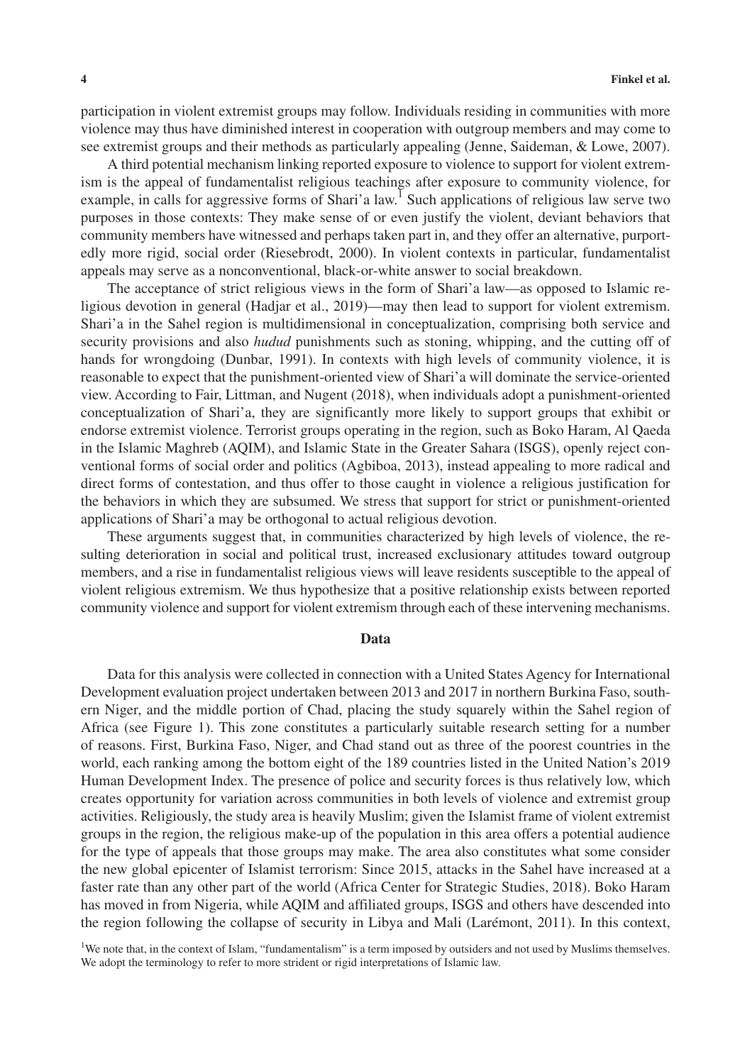participation in violent extremist groups may follow. Individuals residing in communities with more violence may thus have diminished interest in cooperation with outgroup members and may come to see extremist groups and their methods as particularly appealing (Jenne, Saideman, & Lowe, 2007).

A third potential mechanism linking reported exposure to violence to support for violent extremism is the appeal of fundamentalist religious teachings after exposure to community violence, for example, in calls for aggressive forms of Shari'a law.[1] Such applications of religious law serve two purposes in those contexts: They make sense of or even justify the violent, deviant behaviors that community members have witnessed and perhaps taken part in, and they offer an alternative, purportedly more rigid, social order (Riesebrodt, 2000). In violent contexts in particular, fundamentalist appeals may serve as a nonconventional, black-or-white answer to social breakdown.

The acceptance of strict religious views in the form of Shari'a law—as opposed to Islamic religious devotion in general (Hadjar et al., 2019)—may then lead to support for violent extremism. Shari'a in the Sahel region is multidimensional in conceptualization, comprising both service and security provisions and also *hudud* punishments such as stoning, whipping, and the cutting off of hands for wrongdoing (Dunbar, 1991). In contexts with high levels of community violence, it is reasonable to expect that the punishment-oriented view of Shari'a will dominate the service-oriented view. According to Fair, Littman, and Nugent (2018), when individuals adopt a punishment-oriented conceptualization of Shari'a, they are significantly more likely to support groups that exhibit or endorse extremist violence. Terrorist groups operating in the region, such as Boko Haram, Al Qaeda in the Islamic Maghreb (AQIM), and Islamic State in the Greater Sahara (ISGS), openly reject conventional forms of social order and politics (Agbiboa, 2013), instead appealing to more radical and direct forms of contestation, and thus offer to those caught in violence a religious justification for the behaviors in which they are subsumed. We stress that support for strict or punishment-oriented applications of Shari'a may be orthogonal to actual religious devotion.

These arguments suggest that, in communities characterized by high levels of violence, the resulting deterioration in social and political trust, increased exclusionary attitudes toward outgroup members, and a rise in fundamentalist religious views will leave residents susceptible to the appeal of violent religious extremism. We thus hypothesize that a positive relationship exists between reported community violence and support for violent extremism through each of these intervening mechanisms.

## Data

Data for this analysis were collected in connection with a United States Agency for International Development evaluation project undertaken between 2013 and 2017 in northern Burkina Faso, southern Niger, and the middle portion of Chad, placing the study squarely within the Sahel region of Africa (see Figure 1). This zone constitutes a particularly suitable research setting for a number of reasons. First, Burkina Faso, Niger, and Chad stand out as three of the poorest countries in the world, each ranking among the bottom eight of the 189 countries listed in the United Nation's 2019 Human Development Index. The presence of police and security forces is thus relatively low, which creates opportunity for variation across communities in both levels of violence and extremist group activities. Religiously, the study area is heavily Muslim; given the Islamist frame of violent extremist groups in the region, the religious make-up of the population in this area offers a potential audience for the type of appeals that those groups may make. The area also constitutes what some consider the new global epicenter of Islamist terrorism: Since 2015, attacks in the Sahel have increased at a faster rate than any other part of the world (Africa Center for Strategic Studies, 2018). Boko Haram has moved in from Nigeria, while AQIM and affiliated groups, ISGS and others have descended into the region following the collapse of security in Libya and Mali (Larémont, 2011). In this context,

[1] We note that, in the context of Islam, "fundamentalism" is a term imposed by outsiders and not used by Muslims themselves. We adopt the terminology to refer to more strident or rigid interpretations of Islamic law.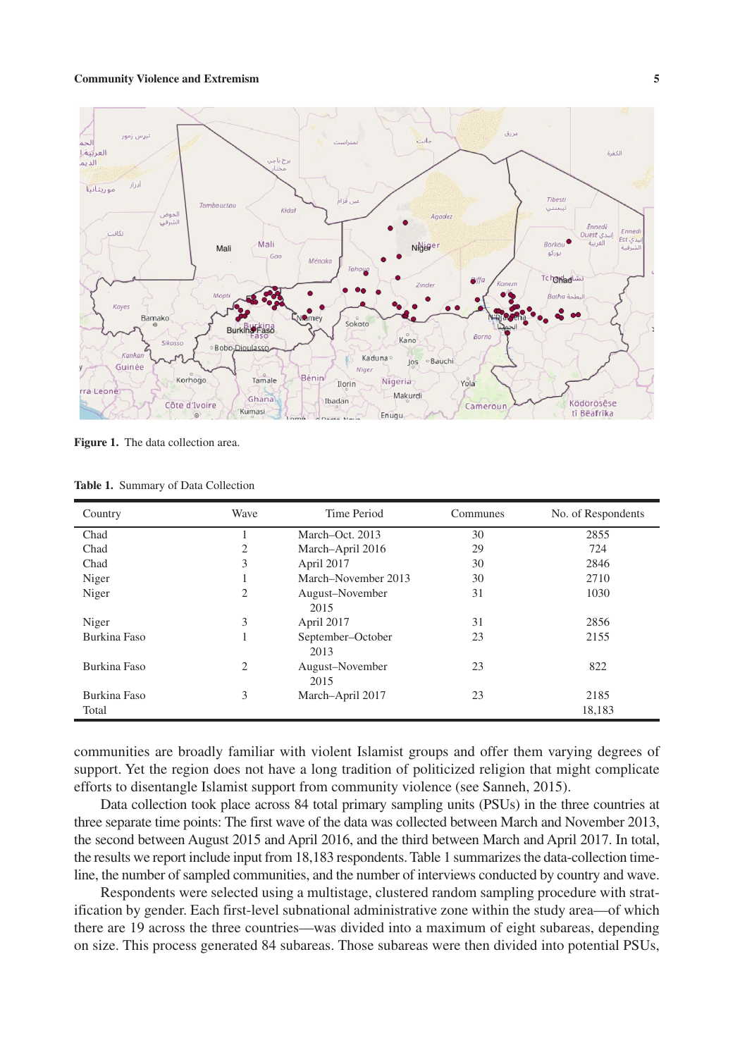Figure 1. The data collection area.

Table 1. Summary of Data Collection

| Country | Wave | Time Period | Communes | No. of Respondents |
|---|---|---|---|---|
| Chad | 1 | March–Oct. 2013 | 30 | 2855 |
| Chad | 2 | March–April 2016 | 29 | 724 |
| Chad | 3 | April 2017 | 30 | 2846 |
| Niger | 1 | March–November 2013 | 30 | 2710 |
| Niger | 2 | August–November 2015 | 31 | 1030 |
| Niger | 3 | April 2017 | 31 | 2856 |
| Burkina Faso | 1 | September–October 2013 | 23 | 2155 |
| Burkina Faso | 2 | August–November 2015 | 23 | 822 |
| Burkina Faso | 3 | March–April 2017 | 23 | 2185 |
| Total | | | | 18,183 |

communities are broadly familiar with violent Islamist groups and offer them varying degrees of support. Yet the region does not have a long tradition of politicized religion that might complicate efforts to disentangle Islamist support from community violence (see Sanneh, 2015).

Data collection took place across 84 total primary sampling units (PSUs) in the three countries at three separate time points: The first wave of the data was collected between March and November 2013, the second between August 2015 and April 2016, and the third between March and April 2017. In total, the results we report include input from 18,183 respondents. Table 1 summarizes the data-collection timeline, the number of sampled communities, and the number of interviews conducted by country and wave.

Respondents were selected using a multistage, clustered random sampling procedure with stratification by gender. Each first-level subnational administrative zone within the study area—of which there are 19 across the three countries—was divided into a maximum of eight subareas, depending on size. This process generated 84 subareas. Those subareas were then divided into potential PSUs,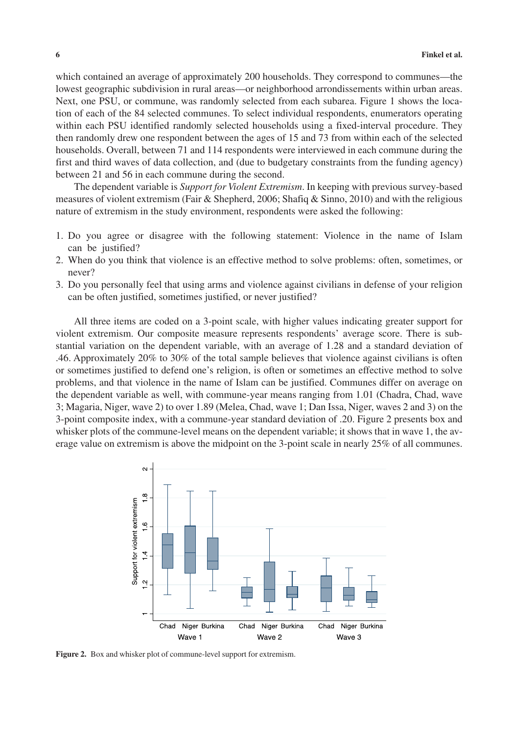which contained an average of approximately 200 households. They correspond to communes—the lowest geographic subdivision in rural areas—or neighborhood arrondissements within urban areas. Next, one PSU, or commune, was randomly selected from each subarea. Figure 1 shows the location of each of the 84 selected communes. To select individual respondents, enumerators operating within each PSU identified randomly selected households using a fixed-interval procedure. They then randomly drew one respondent between the ages of 15 and 73 from within each of the selected households. Overall, between 71 and 114 respondents were interviewed in each commune during the first and third waves of data collection, and (due to budgetary constraints from the funding agency) between 21 and 56 in each commune during the second.

The dependent variable is *Support for Violent Extremism*. In keeping with previous survey-based measures of violent extremism (Fair & Shepherd, 2006; Shafiq & Sinno, 2010) and with the religious nature of extremism in the study environment, respondents were asked the following:

1. Do you agree or disagree with the following statement: Violence in the name of Islam can be justified?
2. When do you think that violence is an effective method to solve problems: often, sometimes, or never?
3. Do you personally feel that using arms and violence against civilians in defense of your religion can be often justified, sometimes justified, or never justified?

All three items are coded on a 3-point scale, with higher values indicating greater support for violent extremism. Our composite measure represents respondents' average score. There is substantial variation on the dependent variable, with an average of 1.28 and a standard deviation of .46. Approximately 20% to 30% of the total sample believes that violence against civilians is often or sometimes justified to defend one's religion, is often or sometimes an effective method to solve problems, and that violence in the name of Islam can be justified. Communes differ on average on the dependent variable as well, with commune-year means ranging from 1.01 (Chadra, Chad, wave 3; Magaria, Niger, wave 2) to over 1.89 (Melea, Chad, wave 1; Dan Issa, Niger, waves 2 and 3) on the 3-point composite index, with a commune-year standard deviation of .20. Figure 2 presents box and whisker plots of the commune-level means on the dependent variable; it shows that in wave 1, the average value on extremism is above the midpoint on the 3-point scale in nearly 25% of all communes.

**Figure 2.** Box and whisker plot of commune-level support for extremism.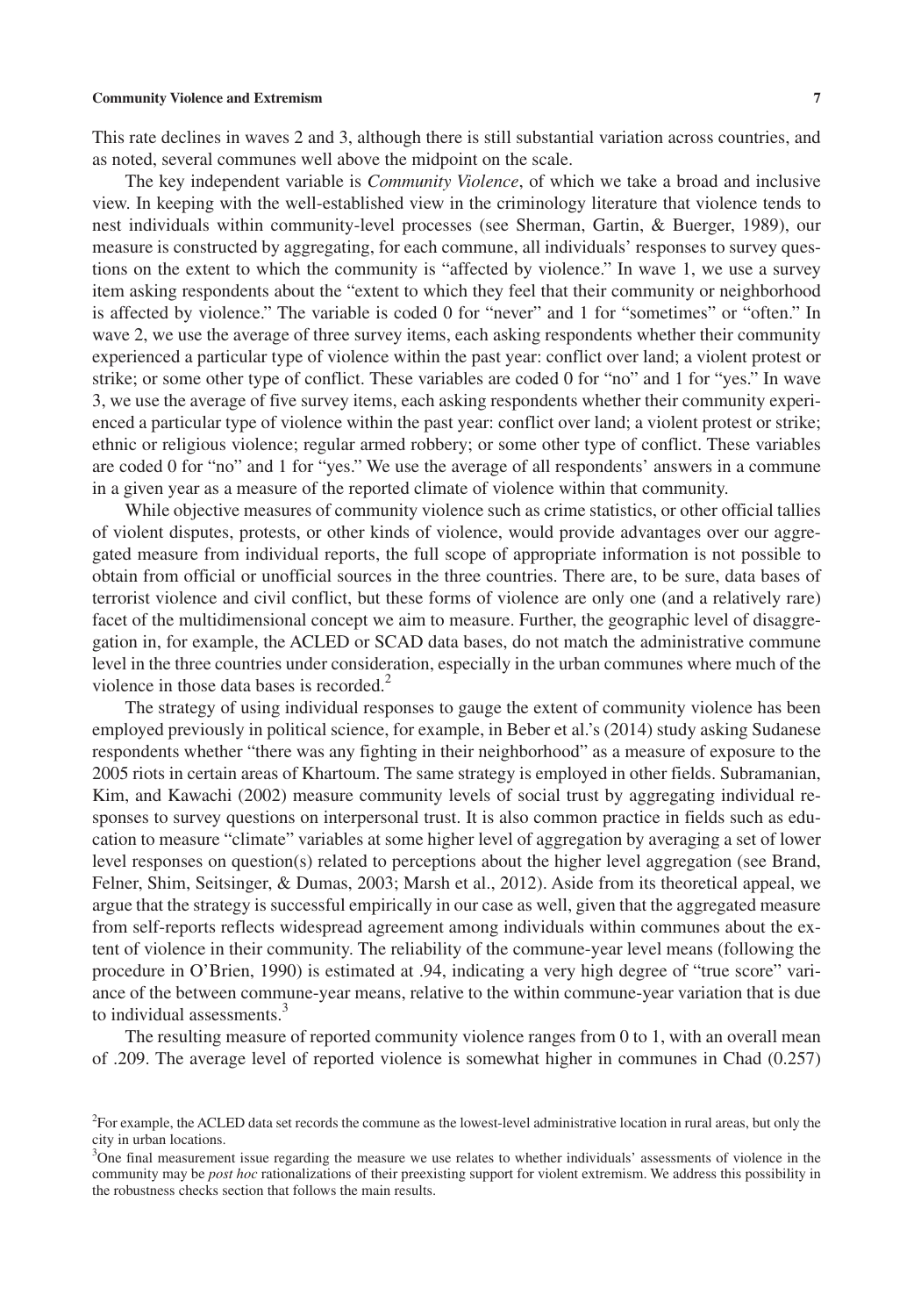This rate declines in waves 2 and 3, although there is still substantial variation across countries, and as noted, several communes well above the midpoint on the scale.

The key independent variable is *Community Violence*, of which we take a broad and inclusive view. In keeping with the well-established view in the criminology literature that violence tends to nest individuals within community-level processes (see Sherman, Gartin, & Buerger, 1989), our measure is constructed by aggregating, for each commune, all individuals' responses to survey questions on the extent to which the community is "affected by violence." In wave 1, we use a survey item asking respondents about the "extent to which they feel that their community or neighborhood is affected by violence." The variable is coded 0 for "never" and 1 for "sometimes" or "often." In wave 2, we use the average of three survey items, each asking respondents whether their community experienced a particular type of violence within the past year: conflict over land; a violent protest or strike; or some other type of conflict. These variables are coded 0 for "no" and 1 for "yes." In wave 3, we use the average of five survey items, each asking respondents whether their community experienced a particular type of violence within the past year: conflict over land; a violent protest or strike; ethnic or religious violence; regular armed robbery; or some other type of conflict. These variables are coded 0 for "no" and 1 for "yes." We use the average of all respondents' answers in a commune in a given year as a measure of the reported climate of violence within that community.

While objective measures of community violence such as crime statistics, or other official tallies of violent disputes, protests, or other kinds of violence, would provide advantages over our aggregated measure from individual reports, the full scope of appropriate information is not possible to obtain from official or unofficial sources in the three countries. There are, to be sure, data bases of terrorist violence and civil conflict, but these forms of violence are only one (and a relatively rare) facet of the multidimensional concept we aim to measure. Further, the geographic level of disaggregation in, for example, the ACLED or SCAD data bases, do not match the administrative commune level in the three countries under consideration, especially in the urban communes where much of the violence in those data bases is recorded.[2]

The strategy of using individual responses to gauge the extent of community violence has been employed previously in political science, for example, in Beber et al.'s (2014) study asking Sudanese respondents whether "there was any fighting in their neighborhood" as a measure of exposure to the 2005 riots in certain areas of Khartoum. The same strategy is employed in other fields. Subramanian, Kim, and Kawachi (2002) measure community levels of social trust by aggregating individual responses to survey questions on interpersonal trust. It is also common practice in fields such as education to measure "climate" variables at some higher level of aggregation by averaging a set of lower level responses on question(s) related to perceptions about the higher level aggregation (see Brand, Felner, Shim, Seitsinger, & Dumas, 2003; Marsh et al., 2012). Aside from its theoretical appeal, we argue that the strategy is successful empirically in our case as well, given that the aggregated measure from self-reports reflects widespread agreement among individuals within communes about the extent of violence in their community. The reliability of the commune-year level means (following the procedure in O'Brien, 1990) is estimated at .94, indicating a very high degree of "true score" variance of the between commune-year means, relative to the within commune-year variation that is due to individual assessments.[3]

The resulting measure of reported community violence ranges from 0 to 1, with an overall mean of .209. The average level of reported violence is somewhat higher in communes in Chad (0.257)

[2]For example, the ACLED data set records the commune as the lowest-level administrative location in rural areas, but only the city in urban locations.

[3]One final measurement issue regarding the measure we use relates to whether individuals' assessments of violence in the community may be *post hoc* rationalizations of their preexisting support for violent extremism. We address this possibility in the robustness checks section that follows the main results.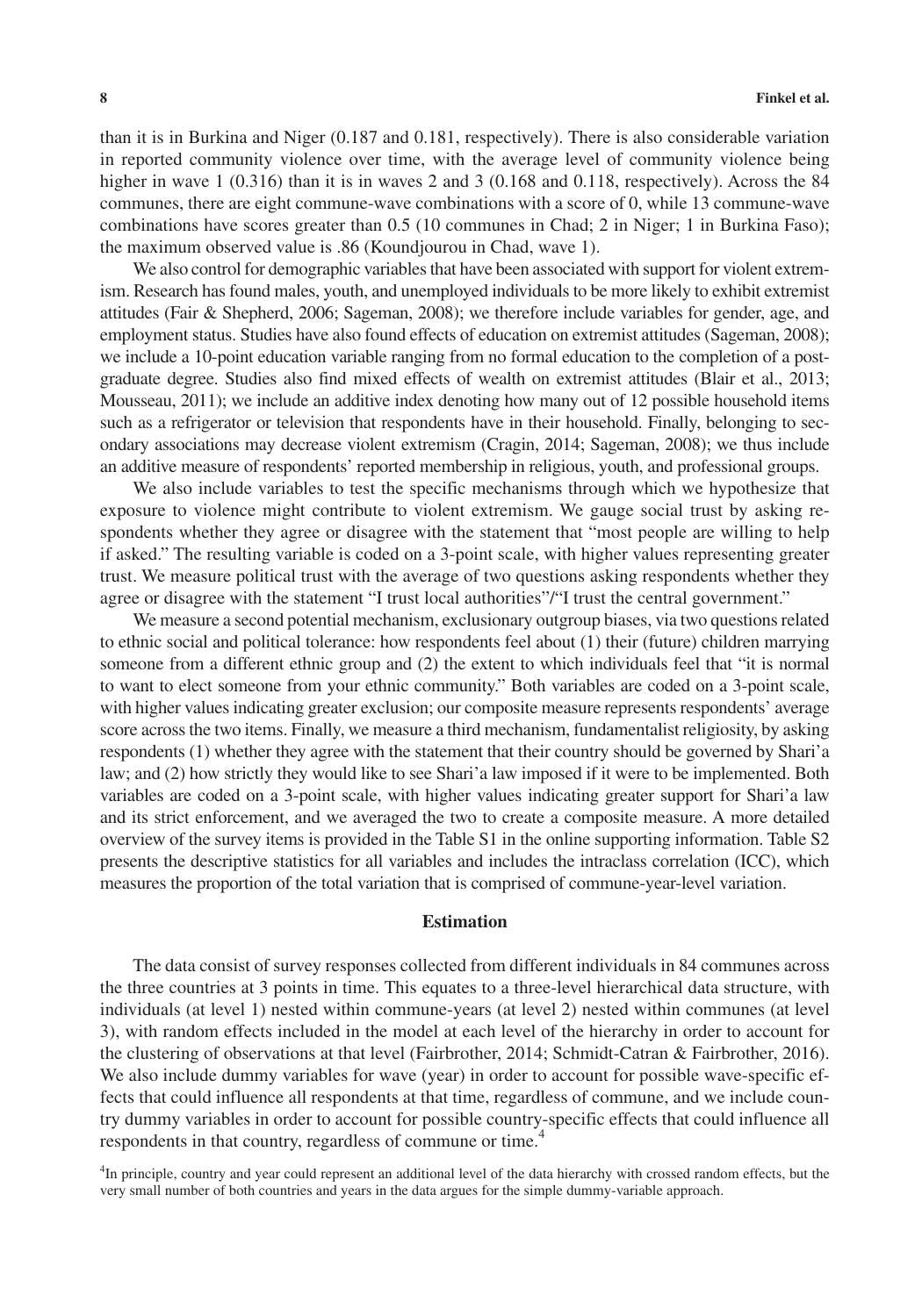than it is in Burkina and Niger (0.187 and 0.181, respectively). There is also considerable variation in reported community violence over time, with the average level of community violence being higher in wave 1 (0.316) than it is in waves 2 and 3 (0.168 and 0.118, respectively). Across the 84 communes, there are eight commune-wave combinations with a score of 0, while 13 commune-wave combinations have scores greater than 0.5 (10 communes in Chad; 2 in Niger; 1 in Burkina Faso); the maximum observed value is .86 (Koundjourou in Chad, wave 1).

We also control for demographic variables that have been associated with support for violent extremism. Research has found males, youth, and unemployed individuals to be more likely to exhibit extremist attitudes (Fair & Shepherd, 2006; Sageman, 2008); we therefore include variables for gender, age, and employment status. Studies have also found effects of education on extremist attitudes (Sageman, 2008); we include a 10-point education variable ranging from no formal education to the completion of a postgraduate degree. Studies also find mixed effects of wealth on extremist attitudes (Blair et al., 2013; Mousseau, 2011); we include an additive index denoting how many out of 12 possible household items such as a refrigerator or television that respondents have in their household. Finally, belonging to secondary associations may decrease violent extremism (Cragin, 2014; Sageman, 2008); we thus include an additive measure of respondents' reported membership in religious, youth, and professional groups.

We also include variables to test the specific mechanisms through which we hypothesize that exposure to violence might contribute to violent extremism. We gauge social trust by asking respondents whether they agree or disagree with the statement that "most people are willing to help if asked." The resulting variable is coded on a 3-point scale, with higher values representing greater trust. We measure political trust with the average of two questions asking respondents whether they agree or disagree with the statement "I trust local authorities"/"I trust the central government."

We measure a second potential mechanism, exclusionary outgroup biases, via two questions related to ethnic social and political tolerance: how respondents feel about (1) their (future) children marrying someone from a different ethnic group and (2) the extent to which individuals feel that "it is normal to want to elect someone from your ethnic community." Both variables are coded on a 3-point scale, with higher values indicating greater exclusion; our composite measure represents respondents' average score across the two items. Finally, we measure a third mechanism, fundamentalist religiosity, by asking respondents (1) whether they agree with the statement that their country should be governed by Shari'a law; and (2) how strictly they would like to see Shari'a law imposed if it were to be implemented. Both variables are coded on a 3-point scale, with higher values indicating greater support for Shari'a law and its strict enforcement, and we averaged the two to create a composite measure. A more detailed overview of the survey items is provided in the Table S1 in the online supporting information. Table S2 presents the descriptive statistics for all variables and includes the intraclass correlation (ICC), which measures the proportion of the total variation that is comprised of commune-year-level variation.

## Estimation

The data consist of survey responses collected from different individuals in 84 communes across the three countries at 3 points in time. This equates to a three-level hierarchical data structure, with individuals (at level 1) nested within commune-years (at level 2) nested within communes (at level 3), with random effects included in the model at each level of the hierarchy in order to account for the clustering of observations at that level (Fairbrother, 2014; Schmidt-Catran & Fairbrother, 2016). We also include dummy variables for wave (year) in order to account for possible wave-specific effects that could influence all respondents at that time, regardless of commune, and we include country dummy variables in order to account for possible country-specific effects that could influence all respondents in that country, regardless of commune or time.[4]

[4]In principle, country and year could represent an additional level of the data hierarchy with crossed random effects, but the very small number of both countries and years in the data argues for the simple dummy-variable approach.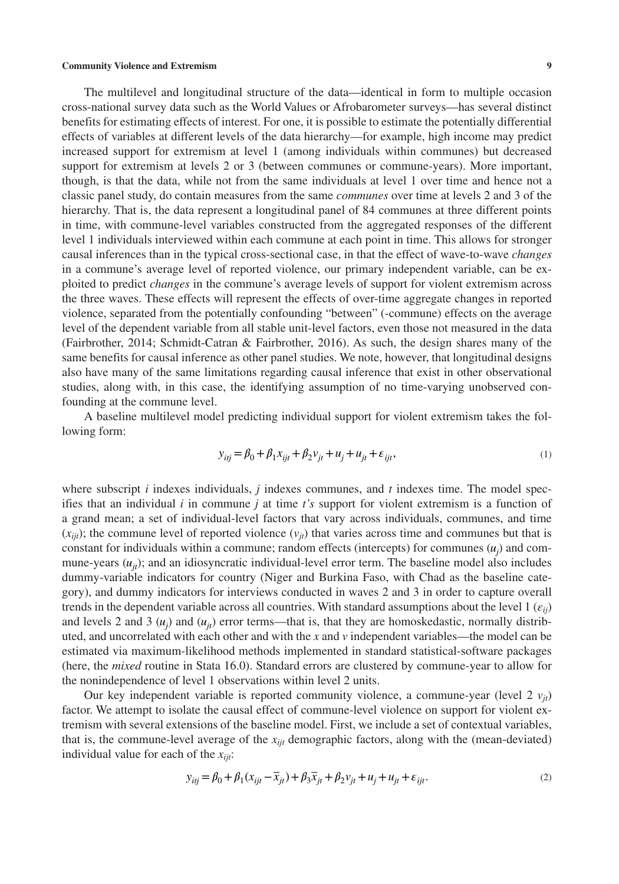The multilevel and longitudinal structure of the data—identical in form to multiple occasion cross-national survey data such as the World Values or Afrobarometer surveys—has several distinct benefits for estimating effects of interest. For one, it is possible to estimate the potentially differential effects of variables at different levels of the data hierarchy—for example, high income may predict increased support for extremism at level 1 (among individuals within communes) but decreased support for extremism at levels 2 or 3 (between communes or commune-years). More important, though, is that the data, while not from the same individuals at level 1 over time and hence not a classic panel study, do contain measures from the same *communes* over time at levels 2 and 3 of the hierarchy. That is, the data represent a longitudinal panel of 84 communes at three different points in time, with commune-level variables constructed from the aggregated responses of the different level 1 individuals interviewed within each commune at each point in time. This allows for stronger causal inferences than in the typical cross-sectional case, in that the effect of wave-to-wave *changes* in a commune's average level of reported violence, our primary independent variable, can be exploited to predict *changes* in the commune's average levels of support for violent extremism across the three waves. These effects will represent the effects of over-time aggregate changes in reported violence, separated from the potentially confounding "between" (-commune) effects on the average level of the dependent variable from all stable unit-level factors, even those not measured in the data (Fairbrother, 2014; Schmidt-Catran & Fairbrother, 2016). As such, the design shares many of the same benefits for causal inference as other panel studies. We note, however, that longitudinal designs also have many of the same limitations regarding causal inference that exist in other observational studies, along with, in this case, the identifying assumption of no time-varying unobserved confounding at the commune level.

A baseline multilevel model predicting individual support for violent extremism takes the following form:

$$y_{itj} = \beta_0 + \beta_1 x_{ijt} + \beta_2 v_{jt} + u_j + u_{jt} + \varepsilon_{ijt}, \tag{1}$$

where subscript $i$ indexes individuals, $j$ indexes communes, and $t$ indexes time. The model specifies that an individual $i$ in commune $j$ at time $t$'s support for violent extremism is a function of a grand mean; a set of individual-level factors that vary across individuals, communes, and time ($x_{ijt}$); the commune level of reported violence ($v_{jt}$) that varies across time and communes but that is constant for individuals within a commune; random effects (intercepts) for communes ($u_j$) and commune-years ($u_{jt}$); and an idiosyncratic individual-level error term. The baseline model also includes dummy-variable indicators for country (Niger and Burkina Faso, with Chad as the baseline category), and dummy indicators for interviews conducted in waves 2 and 3 in order to capture overall trends in the dependent variable across all countries. With standard assumptions about the level 1 ($\varepsilon_{ij}$) and levels 2 and 3 ($u_j$) and ($u_{jt}$) error terms—that is, that they are homoskedastic, normally distributed, and uncorrelated with each other and with the $x$ and $v$ independent variables—the model can be estimated via maximum-likelihood methods implemented in standard statistical-software packages (here, the *mixed* routine in Stata 16.0). Standard errors are clustered by commune-year to allow for the nonindependence of level 1 observations within level 2 units.

Our key independent variable is reported community violence, a commune-year (level 2 $v_{jt}$) factor. We attempt to isolate the causal effect of commune-level violence on support for violent extremism with several extensions of the baseline model. First, we include a set of contextual variables, that is, the commune-level average of the $x_{ijt}$ demographic factors, along with the (mean-deviated) individual value for each of the $x_{ijt}$:

$$y_{itj} = \beta_0 + \beta_1 (x_{ijt} - \overline{x}_{jt}) + \beta_3 \overline{x}_{jt} + \beta_2 v_{jt} + u_j + u_{jt} + \varepsilon_{ijt}. \tag{2}$$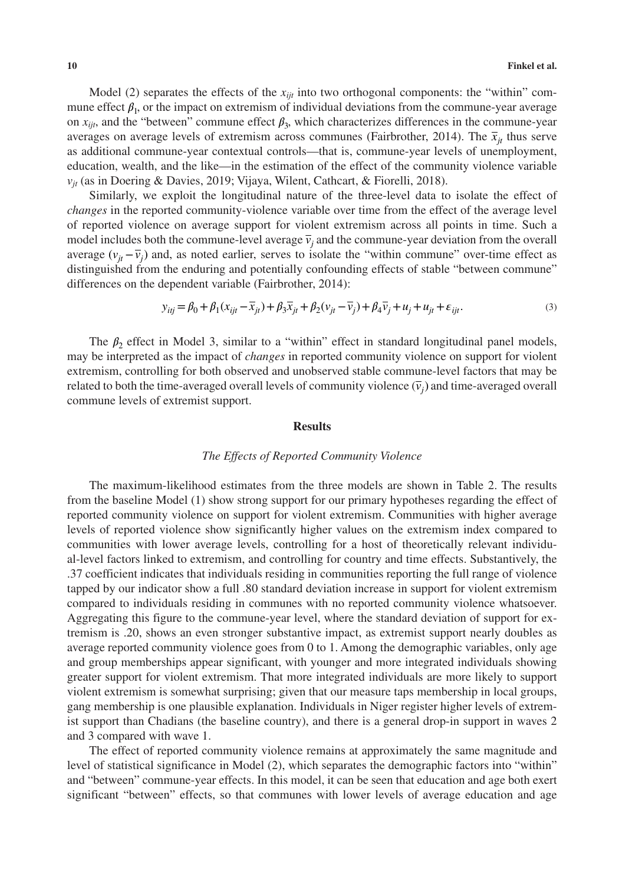Model (2) separates the effects of the $x_{ijt}$ into two orthogonal components: the "within" commune effect $\beta_1$, or the impact on extremism of individual deviations from the commune-year average on $x_{ijt}$, and the "between" commune effect $\beta_3$, which characterizes differences in the commune-year averages on average levels of extremism across communes (Fairbrother, 2014). The $\bar{x}_{jt}$ thus serve as additional commune-year contextual controls—that is, commune-year levels of unemployment, education, wealth, and the like—in the estimation of the effect of the community violence variable $v_{jt}$ (as in Doering & Davies, 2019; Vijaya, Wilent, Cathcart, & Fiorelli, 2018).

Similarly, we exploit the longitudinal nature of the three-level data to isolate the effect of *changes* in the reported community-violence variable over time from the effect of the average level of reported violence on average support for violent extremism across all points in time. Such a model includes both the commune-level average $\bar{v}_j$ and the commune-year deviation from the overall average $(v_{jt} - \bar{v}_j)$ and, as noted earlier, serves to isolate the "within commune" over-time effect as distinguished from the enduring and potentially confounding effects of stable "between commune" differences on the dependent variable (Fairbrother, 2014):

$$y_{itj} = \beta_0 + \beta_1(x_{ijt} - \bar{x}_{jt}) + \beta_3\bar{x}_{jt} + \beta_2(v_{jt} - \bar{v}_j) + \beta_4\bar{v}_j + u_j + u_{jt} + \varepsilon_{ijt}. \quad (3)$$

The $\beta_2$ effect in Model 3, similar to a "within" effect in standard longitudinal panel models, may be interpreted as the impact of *changes* in reported community violence on support for violent extremism, controlling for both observed and unobserved stable commune-level factors that may be related to both the time-averaged overall levels of community violence $(\bar{v}_j)$ and time-averaged overall commune levels of extremist support.

## Results

### *The Effects of Reported Community Violence*

The maximum-likelihood estimates from the three models are shown in Table 2. The results from the baseline Model (1) show strong support for our primary hypotheses regarding the effect of reported community violence on support for violent extremism. Communities with higher average levels of reported violence show significantly higher values on the extremism index compared to communities with lower average levels, controlling for a host of theoretically relevant individual-level factors linked to extremism, and controlling for country and time effects. Substantively, the .37 coefficient indicates that individuals residing in communities reporting the full range of violence tapped by our indicator show a full .80 standard deviation increase in support for violent extremism compared to individuals residing in communes with no reported community violence whatsoever. Aggregating this figure to the commune-year level, where the standard deviation of support for extremism is .20, shows an even stronger substantive impact, as extremist support nearly doubles as average reported community violence goes from 0 to 1. Among the demographic variables, only age and group memberships appear significant, with younger and more integrated individuals showing greater support for violent extremism. That more integrated individuals are more likely to support violent extremism is somewhat surprising; given that our measure taps membership in local groups, gang membership is one plausible explanation. Individuals in Niger register higher levels of extremist support than Chadians (the baseline country), and there is a general drop-in support in waves 2 and 3 compared with wave 1.

The effect of reported community violence remains at approximately the same magnitude and level of statistical significance in Model (2), which separates the demographic factors into "within" and "between" commune-year effects. In this model, it can be seen that education and age both exert significant "between" effects, so that communes with lower levels of average education and age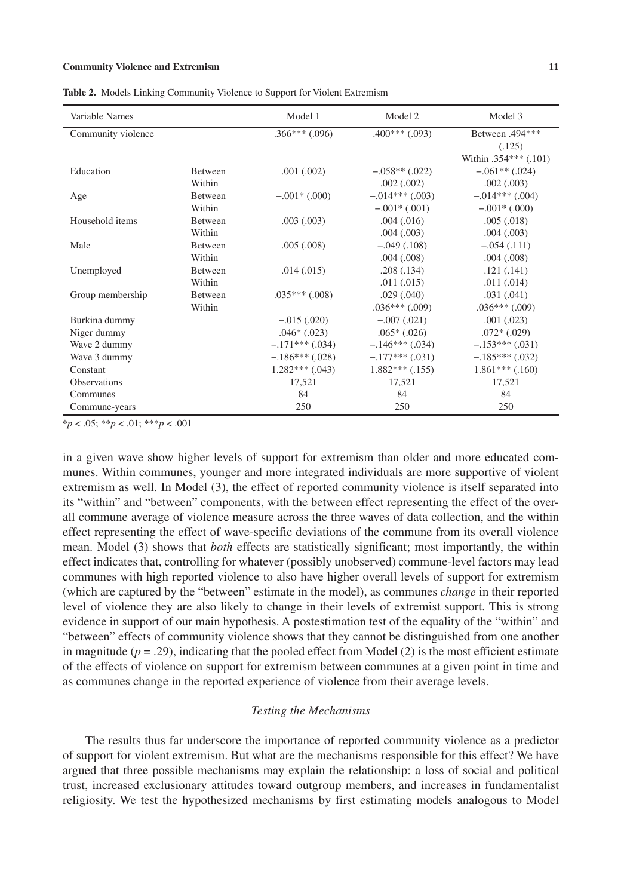**Table 2.** Models Linking Community Violence to Support for Violent Extremism

| Variable Names | | Model 1 | Model 2 | Model 3 |
|---|---|---|---|---|
| Community violence | | .366*** (.096) | .400*** (.093) | Between .494*** (.125) |
| | | | | Within .354*** (.101) |
| Education | Between | .001 (.002) | −.058** (.022) | −.061** (.024) |
| | Within | | .002 (.002) | .002 (.003) |
| Age | Between | −.001* (.000) | −.014*** (.003) | −.014*** (.004) |
| | Within | | −.001* (.001) | −.001* (.000) |
| Household items | Between | .003 (.003) | .004 (.016) | .005 (.018) |
| | Within | | .004 (.003) | .004 (.003) |
| Male | Between | .005 (.008) | −.049 (.108) | −.054 (.111) |
| | Within | | .004 (.008) | .004 (.008) |
| Unemployed | Between | .014 (.015) | .208 (.134) | .121 (.141) |
| | Within | | .011 (.015) | .011 (.014) |
| Group membership | Between | .035*** (.008) | .029 (.040) | .031 (.041) |
| | Within | | .036*** (.009) | .036*** (.009) |
| Burkina dummy | | −.015 (.020) | −.007 (.021) | .001 (.023) |
| Niger dummy | | .046* (.023) | .065* (.026) | .072* (.029) |
| Wave 2 dummy | | −.171*** (.034) | −.146*** (.034) | −.153*** (.031) |
| Wave 3 dummy | | −.186*** (.028) | −.177*** (.031) | −.185*** (.032) |
| Constant | | 1.282*** (.043) | 1.882*** (.155) | 1.861*** (.160) |
| Observations | | 17,521 | 17,521 | 17,521 |
| Communes | | 84 | 84 | 84 |
| Commune-years | | 250 | 250 | 250 |

*$p < .05$; **$p < .01$; ***$p < .001$

in a given wave show higher levels of support for extremism than older and more educated communes. Within communes, younger and more integrated individuals are more supportive of violent extremism as well. In Model (3), the effect of reported community violence is itself separated into its "within" and "between" components, with the between effect representing the effect of the overall commune average of violence measure across the three waves of data collection, and the within effect representing the effect of wave-specific deviations of the commune from its overall violence mean. Model (3) shows that *both* effects are statistically significant; most importantly, the within effect indicates that, controlling for whatever (possibly unobserved) commune-level factors may lead communes with high reported violence to also have higher overall levels of support for extremism (which are captured by the "between" estimate in the model), as communes *change* in their reported level of violence they are also likely to change in their levels of extremist support. This is strong evidence in support of our main hypothesis. A postestimation test of the equality of the "within" and "between" effects of community violence shows that they cannot be distinguished from one another in magnitude ($p = .29$), indicating that the pooled effect from Model (2) is the most efficient estimate of the effects of violence on support for extremism between communes at a given point in time and as communes change in the reported experience of violence from their average levels.

### *Testing the Mechanisms*

The results thus far underscore the importance of reported community violence as a predictor of support for violent extremism. But what are the mechanisms responsible for this effect? We have argued that three possible mechanisms may explain the relationship: a loss of social and political trust, increased exclusionary attitudes toward outgroup members, and increases in fundamentalist religiosity. We test the hypothesized mechanisms by first estimating models analogous to Model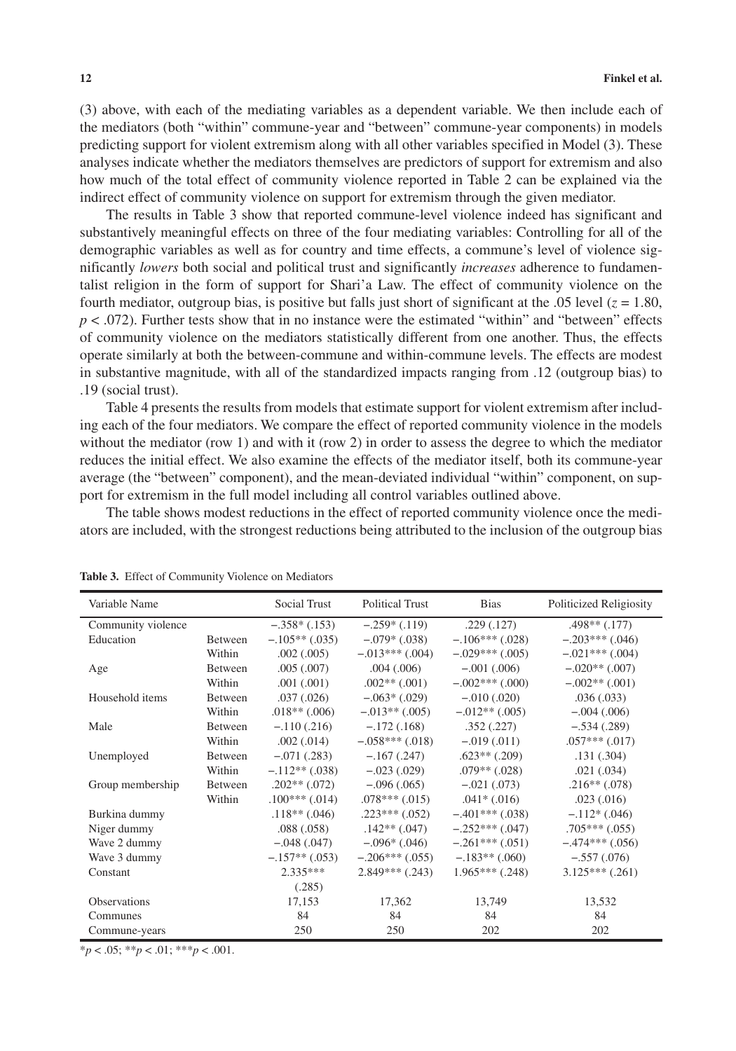(3) above, with each of the mediating variables as a dependent variable. We then include each of the mediators (both "within" commune-year and "between" commune-year components) in models predicting support for violent extremism along with all other variables specified in Model (3). These analyses indicate whether the mediators themselves are predictors of support for extremism and also how much of the total effect of community violence reported in Table 2 can be explained via the indirect effect of community violence on support for extremism through the given mediator.

The results in Table 3 show that reported commune-level violence indeed has significant and substantively meaningful effects on three of the four mediating variables: Controlling for all of the demographic variables as well as for country and time effects, a commune's level of violence significantly *lowers* both social and political trust and significantly *increases* adherence to fundamentalist religion in the form of support for Shari'a Law. The effect of community violence on the fourth mediator, outgroup bias, is positive but falls just short of significant at the .05 level ($z = 1.80$, $p < .072$). Further tests show that in no instance were the estimated "within" and "between" effects of community violence on the mediators statistically different from one another. Thus, the effects operate similarly at both the between-commune and within-commune levels. The effects are modest in substantive magnitude, with all of the standardized impacts ranging from .12 (outgroup bias) to .19 (social trust).

Table 4 presents the results from models that estimate support for violent extremism after including each of the four mediators. We compare the effect of reported community violence in the models without the mediator (row 1) and with it (row 2) in order to assess the degree to which the mediator reduces the initial effect. We also examine the effects of the mediator itself, both its commune-year average (the "between" component), and the mean-deviated individual "within" component, on support for extremism in the full model including all control variables outlined above.

The table shows modest reductions in the effect of reported community violence once the mediators are included, with the strongest reductions being attributed to the inclusion of the outgroup bias

**Table 3.** Effect of Community Violence on Mediators

| Variable Name | | Social Trust | Political Trust | Bias | Politicized Religiosity |
|---|---|---|---|---|---|
| Community violence | | −.358* (.153) | −.259* (.119) | .229 (.127) | .498** (.177) |
| Education | Between | −.105** (.035) | −.079* (.038) | −.106*** (.028) | −.203*** (.046) |
| | Within | .002 (.005) | −.013*** (.004) | −.029*** (.005) | −.021*** (.004) |
| Age | Between | .005 (.007) | .004 (.006) | −.001 (.006) | −.020** (.007) |
| | Within | .001 (.001) | .002** (.001) | −.002*** (.000) | −.002** (.001) |
| Household items | Between | .037 (.026) | −.063* (.029) | −.010 (.020) | .036 (.033) |
| | Within | .018** (.006) | −.013** (.005) | −.012** (.005) | −.004 (.006) |
| Male | Between | −.110 (.216) | −.172 (.168) | .352 (.227) | −.534 (.289) |
| | Within | .002 (.014) | −.058*** (.018) | −.019 (.011) | .057*** (.017) |
| Unemployed | Between | −.071 (.283) | −.167 (.247) | .623** (.209) | .131 (.304) |
| | Within | −.112** (.038) | −.023 (.029) | .079** (.028) | .021 (.034) |
| Group membership | Between | .202** (.072) | −.096 (.065) | −.021 (.073) | .216** (.078) |
| | Within | .100*** (.014) | .078*** (.015) | .041* (.016) | .023 (.016) |
| Burkina dummy | | .118** (.046) | .223*** (.052) | −.401*** (.038) | −.112* (.046) |
| Niger dummy | | .088 (.058) | .142** (.047) | −.252*** (.047) | .705*** (.055) |
| Wave 2 dummy | | −.048 (.047) | −.096* (.046) | −.261*** (.051) | −.474*** (.056) |
| Wave 3 dummy | | −.157** (.053) | −.206*** (.055) | −.183** (.060) | −.557 (.076) |
| Constant | | 2.335*** (.285) | 2.849*** (.243) | 1.965*** (.248) | 3.125*** (.261) |
| Observations | | 17,153 | 17,362 | 13,749 | 13,532 |
| Communes | | 84 | 84 | 84 | 84 |
| Commune-years | | 250 | 250 | 202 | 202 |

*$p < .05$; **$p < .01$; ***$p < .001$.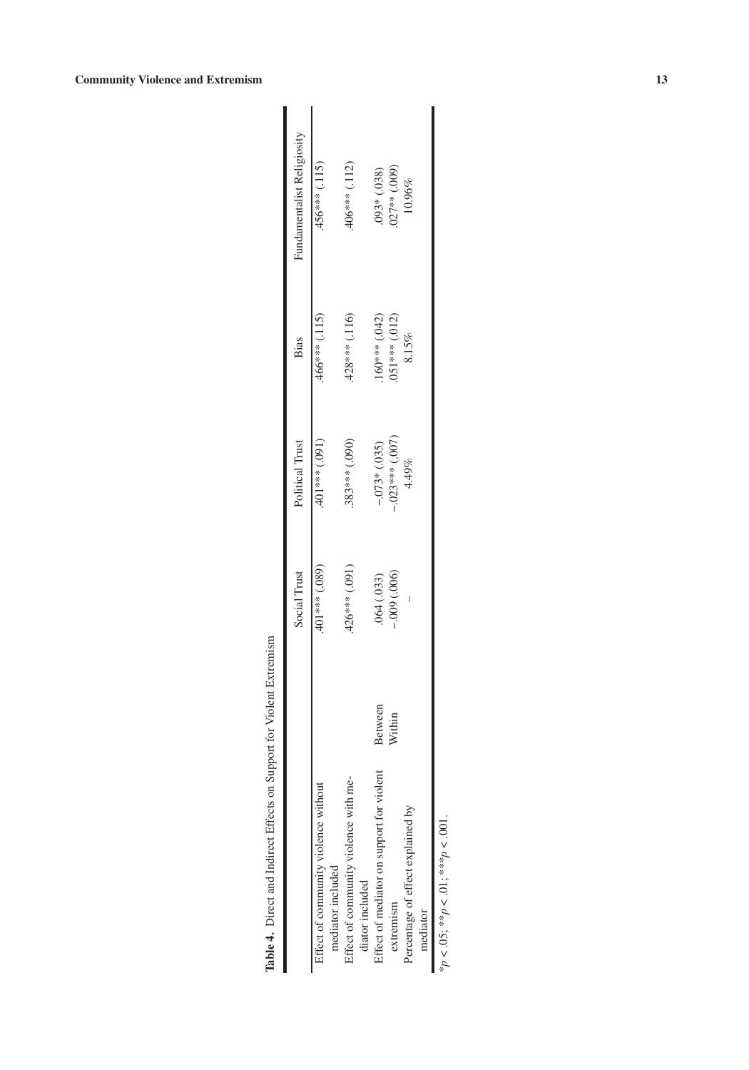**Table 4.** Direct and Indirect Effects on Support for Violent Extremism

| | | Social Trust | Political Trust | Bias | Fundamentalist Religiosity |
|---|---|---|---|---|---|
| Effect of community violence without mediator included | | .401*** (.089) | .401*** (.091) | .466*** (.115) | .456*** (.115) |
| Effect of community violence with mediator included | | .426*** (.091) | .383*** (.090) | .428*** (.116) | .406*** (.112) |
| Effect of mediator on support for violent extremism | Between | .064 (.033) | −.073* (.035) | .160*** (.042) | .093* (.038) |
| | Within | −.009 (.006) | −.023*** (.007) | .051*** (.012) | .027** (.009) |
| Percentage of effect explained by mediator | | – | 4.49% | 8.15% | 10.96% |

$*p < .05$; $**p < .01$; $***p < .001$.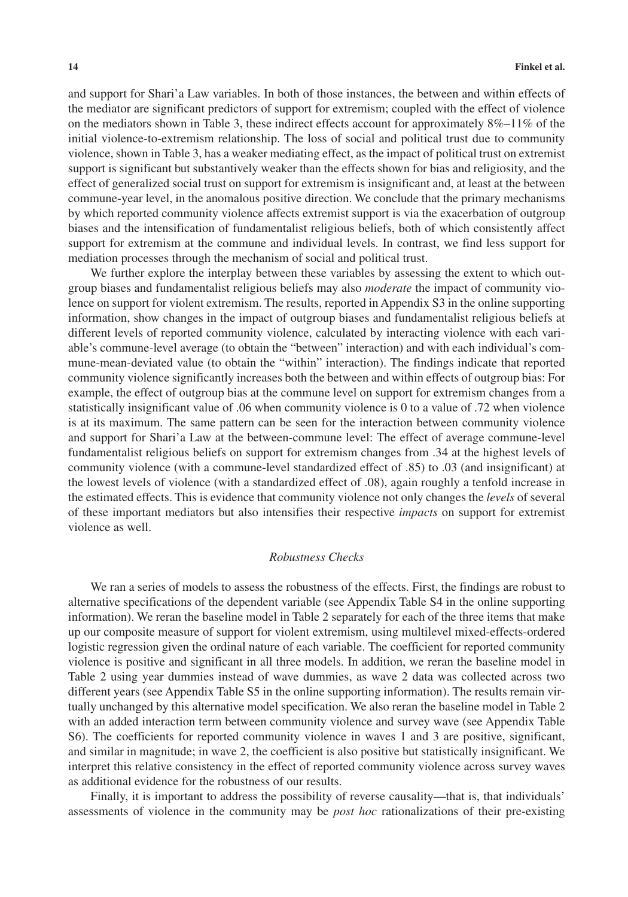and support for Shari'a Law variables. In both of those instances, the between and within effects of the mediator are significant predictors of support for extremism; coupled with the effect of violence on the mediators shown in Table 3, these indirect effects account for approximately 8%–11% of the initial violence-to-extremism relationship. The loss of social and political trust due to community violence, shown in Table 3, has a weaker mediating effect, as the impact of political trust on extremist support is significant but substantively weaker than the effects shown for bias and religiosity, and the effect of generalized social trust on support for extremism is insignificant and, at least at the between commune-year level, in the anomalous positive direction. We conclude that the primary mechanisms by which reported community violence affects extremist support is via the exacerbation of outgroup biases and the intensification of fundamentalist religious beliefs, both of which consistently affect support for extremism at the commune and individual levels. In contrast, we find less support for mediation processes through the mechanism of social and political trust.

We further explore the interplay between these variables by assessing the extent to which outgroup biases and fundamentalist religious beliefs may also *moderate* the impact of community violence on support for violent extremism. The results, reported in Appendix S3 in the online supporting information, show changes in the impact of outgroup biases and fundamentalist religious beliefs at different levels of reported community violence, calculated by interacting violence with each variable's commune-level average (to obtain the "between" interaction) and with each individual's commune-mean-deviated value (to obtain the "within" interaction). The findings indicate that reported community violence significantly increases both the between and within effects of outgroup bias: For example, the effect of outgroup bias at the commune level on support for extremism changes from a statistically insignificant value of .06 when community violence is 0 to a value of .72 when violence is at its maximum. The same pattern can be seen for the interaction between community violence and support for Shari'a Law at the between-commune level: The effect of average commune-level fundamentalist religious beliefs on support for extremism changes from .34 at the highest levels of community violence (with a commune-level standardized effect of .85) to .03 (and insignificant) at the lowest levels of violence (with a standardized effect of .08), again roughly a tenfold increase in the estimated effects. This is evidence that community violence not only changes the *levels* of several of these important mediators but also intensifies their respective *impacts* on support for extremist violence as well.

### *Robustness Checks*

We ran a series of models to assess the robustness of the effects. First, the findings are robust to alternative specifications of the dependent variable (see Appendix Table S4 in the online supporting information). We reran the baseline model in Table 2 separately for each of the three items that make up our composite measure of support for violent extremism, using multilevel mixed-effects-ordered logistic regression given the ordinal nature of each variable. The coefficient for reported community violence is positive and significant in all three models. In addition, we reran the baseline model in Table 2 using year dummies instead of wave dummies, as wave 2 data was collected across two different years (see Appendix Table S5 in the online supporting information). The results remain virtually unchanged by this alternative model specification. We also reran the baseline model in Table 2 with an added interaction term between community violence and survey wave (see Appendix Table S6). The coefficients for reported community violence in waves 1 and 3 are positive, significant, and similar in magnitude; in wave 2, the coefficient is also positive but statistically insignificant. We interpret this relative consistency in the effect of reported community violence across survey waves as additional evidence for the robustness of our results.

Finally, it is important to address the possibility of reverse causality—that is, that individuals' assessments of violence in the community may be *post hoc* rationalizations of their pre-existing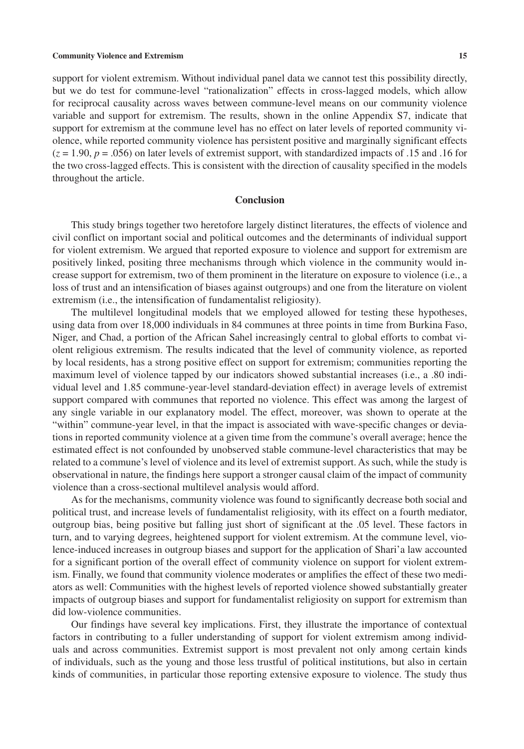support for violent extremism. Without individual panel data we cannot test this possibility directly, but we do test for commune-level "rationalization" effects in cross-lagged models, which allow for reciprocal causality across waves between commune-level means on our community violence variable and support for extremism. The results, shown in the online Appendix S7, indicate that support for extremism at the commune level has no effect on later levels of reported community violence, while reported community violence has persistent positive and marginally significant effects ($z = 1.90$, $p = .056$) on later levels of extremist support, with standardized impacts of .15 and .16 for the two cross-lagged effects. This is consistent with the direction of causality specified in the models throughout the article.

## Conclusion

This study brings together two heretofore largely distinct literatures, the effects of violence and civil conflict on important social and political outcomes and the determinants of individual support for violent extremism. We argued that reported exposure to violence and support for extremism are positively linked, positing three mechanisms through which violence in the community would increase support for extremism, two of them prominent in the literature on exposure to violence (i.e., a loss of trust and an intensification of biases against outgroups) and one from the literature on violent extremism (i.e., the intensification of fundamentalist religiosity).

The multilevel longitudinal models that we employed allowed for testing these hypotheses, using data from over 18,000 individuals in 84 communes at three points in time from Burkina Faso, Niger, and Chad, a portion of the African Sahel increasingly central to global efforts to combat violent religious extremism. The results indicated that the level of community violence, as reported by local residents, has a strong positive effect on support for extremism; communities reporting the maximum level of violence tapped by our indicators showed substantial increases (i.e., a .80 individual level and 1.85 commune-year-level standard-deviation effect) in average levels of extremist support compared with communes that reported no violence. This effect was among the largest of any single variable in our explanatory model. The effect, moreover, was shown to operate at the "within" commune-year level, in that the impact is associated with wave-specific changes or deviations in reported community violence at a given time from the commune's overall average; hence the estimated effect is not confounded by unobserved stable commune-level characteristics that may be related to a commune's level of violence and its level of extremist support. As such, while the study is observational in nature, the findings here support a stronger causal claim of the impact of community violence than a cross-sectional multilevel analysis would afford.

As for the mechanisms, community violence was found to significantly decrease both social and political trust, and increase levels of fundamentalist religiosity, with its effect on a fourth mediator, outgroup bias, being positive but falling just short of significant at the .05 level. These factors in turn, and to varying degrees, heightened support for violent extremism. At the commune level, violence-induced increases in outgroup biases and support for the application of Shari'a law accounted for a significant portion of the overall effect of community violence on support for violent extremism. Finally, we found that community violence moderates or amplifies the effect of these two mediators as well: Communities with the highest levels of reported violence showed substantially greater impacts of outgroup biases and support for fundamentalist religiosity on support for extremism than did low-violence communities.

Our findings have several key implications. First, they illustrate the importance of contextual factors in contributing to a fuller understanding of support for violent extremism among individuals and across communities. Extremist support is most prevalent not only among certain kinds of individuals, such as the young and those less trustful of political institutions, but also in certain kinds of communities, in particular those reporting extensive exposure to violence. The study thus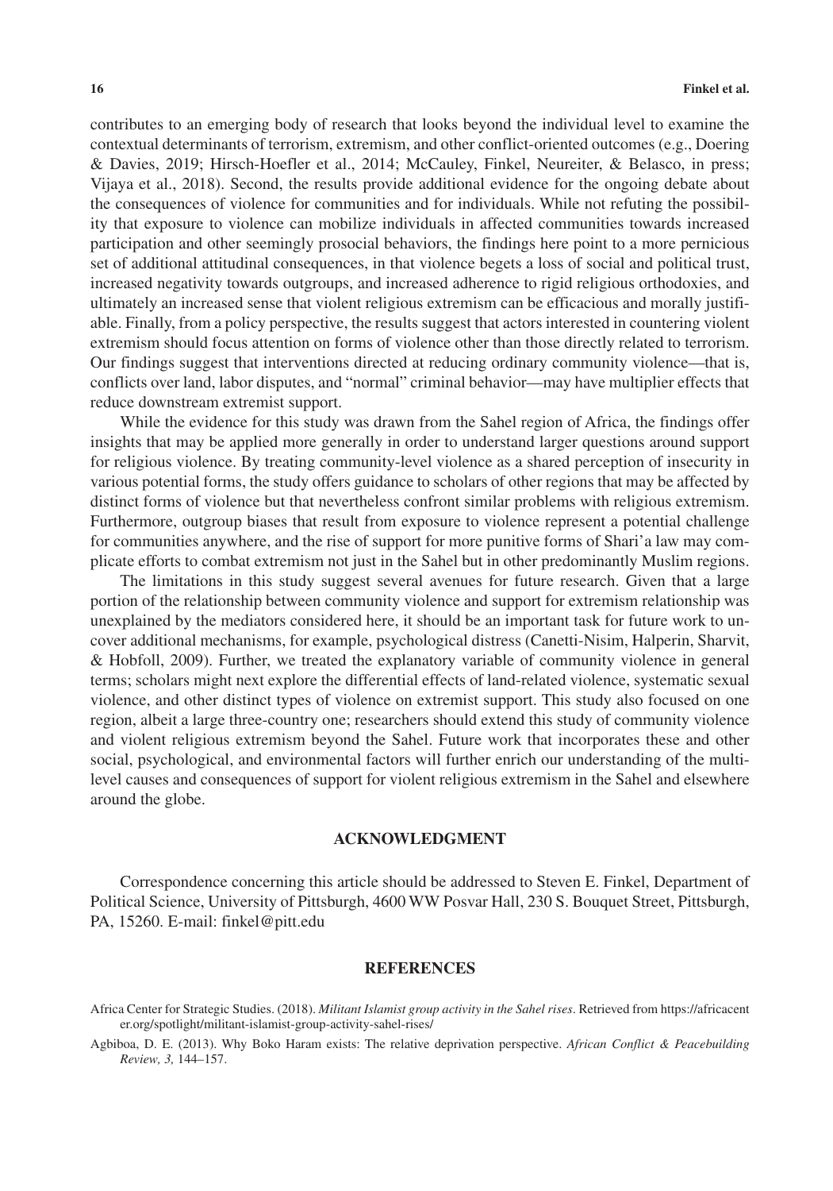contributes to an emerging body of research that looks beyond the individual level to examine the contextual determinants of terrorism, extremism, and other conflict-oriented outcomes (e.g., Doering & Davies, 2019; Hirsch-Hoefler et al., 2014; McCauley, Finkel, Neureiter, & Belasco, in press; Vijaya et al., 2018). Second, the results provide additional evidence for the ongoing debate about the consequences of violence for communities and for individuals. While not refuting the possibility that exposure to violence can mobilize individuals in affected communities towards increased participation and other seemingly prosocial behaviors, the findings here point to a more pernicious set of additional attitudinal consequences, in that violence begets a loss of social and political trust, increased negativity towards outgroups, and increased adherence to rigid religious orthodoxies, and ultimately an increased sense that violent religious extremism can be efficacious and morally justifiable. Finally, from a policy perspective, the results suggest that actors interested in countering violent extremism should focus attention on forms of violence other than those directly related to terrorism. Our findings suggest that interventions directed at reducing ordinary community violence—that is, conflicts over land, labor disputes, and "normal" criminal behavior—may have multiplier effects that reduce downstream extremist support.

While the evidence for this study was drawn from the Sahel region of Africa, the findings offer insights that may be applied more generally in order to understand larger questions around support for religious violence. By treating community-level violence as a shared perception of insecurity in various potential forms, the study offers guidance to scholars of other regions that may be affected by distinct forms of violence but that nevertheless confront similar problems with religious extremism. Furthermore, outgroup biases that result from exposure to violence represent a potential challenge for communities anywhere, and the rise of support for more punitive forms of Shari'a law may complicate efforts to combat extremism not just in the Sahel but in other predominantly Muslim regions.

The limitations in this study suggest several avenues for future research. Given that a large portion of the relationship between community violence and support for extremism relationship was unexplained by the mediators considered here, it should be an important task for future work to uncover additional mechanisms, for example, psychological distress (Canetti-Nisim, Halperin, Sharvit, & Hobfoll, 2009). Further, we treated the explanatory variable of community violence in general terms; scholars might next explore the differential effects of land-related violence, systematic sexual violence, and other distinct types of violence on extremist support. This study also focused on one region, albeit a large three-country one; researchers should extend this study of community violence and violent religious extremism beyond the Sahel. Future work that incorporates these and other social, psychological, and environmental factors will further enrich our understanding of the multilevel causes and consequences of support for violent religious extremism in the Sahel and elsewhere around the globe.

## ACKNOWLEDGMENT

Correspondence concerning this article should be addressed to Steven E. Finkel, Department of Political Science, University of Pittsburgh, 4600 WW Posvar Hall, 230 S. Bouquet Street, Pittsburgh, PA, 15260. E-mail: finkel@pitt.edu

## REFERENCES

Africa Center for Strategic Studies. (2018). *Militant Islamist group activity in the Sahel rises*. Retrieved from https://africacenter.org/spotlight/militant-islamist-group-activity-sahel-rises/

Agbiboa, D. E. (2013). Why Boko Haram exists: The relative deprivation perspective. *African Conflict & Peacebuilding Review, 3,* 144–157.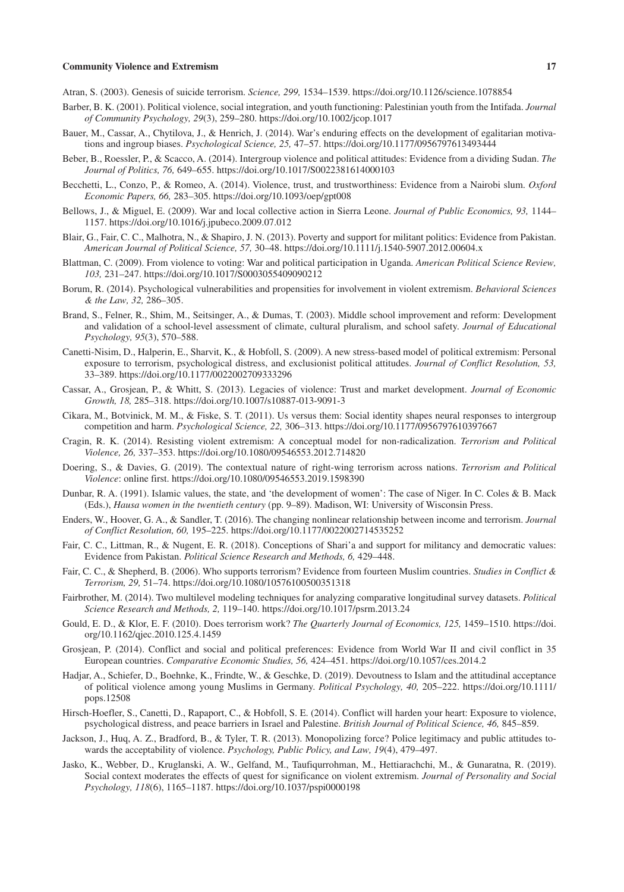Atran, S. (2003). Genesis of suicide terrorism. *Science, 299,* 1534–1539. https://doi.org/10.1126/science.1078854

Barber, B. K. (2001). Political violence, social integration, and youth functioning: Palestinian youth from the Intifada. *Journal of Community Psychology, 29*(3), 259–280. https://doi.org/10.1002/jcop.1017

Bauer, M., Cassar, A., Chytilova, J., & Henrich, J. (2014). War's enduring effects on the development of egalitarian motivations and ingroup biases. *Psychological Science, 25,* 47–57. https://doi.org/10.1177/0956797613493444

Beber, B., Roessler, P., & Scacco, A. (2014). Intergroup violence and political attitudes: Evidence from a dividing Sudan. *The Journal of Politics, 76,* 649–655. https://doi.org/10.1017/S0022381614000103

Becchetti, L., Conzo, P., & Romeo, A. (2014). Violence, trust, and trustworthiness: Evidence from a Nairobi slum. *Oxford Economic Papers, 66,* 283–305. https://doi.org/10.1093/oep/gpt008

Bellows, J., & Miguel, E. (2009). War and local collective action in Sierra Leone. *Journal of Public Economics, 93,* 1144–1157. https://doi.org/10.1016/j.jpubeco.2009.07.012

Blair, G., Fair, C. C., Malhotra, N., & Shapiro, J. N. (2013). Poverty and support for militant politics: Evidence from Pakistan. *American Journal of Political Science, 57,* 30–48. https://doi.org/10.1111/j.1540-5907.2012.00604.x

Blattman, C. (2009). From violence to voting: War and political participation in Uganda. *American Political Science Review, 103,* 231–247. https://doi.org/10.1017/S0003055409090212

Borum, R. (2014). Psychological vulnerabilities and propensities for involvement in violent extremism. *Behavioral Sciences & the Law, 32,* 286–305.

Brand, S., Felner, R., Shim, M., Seitsinger, A., & Dumas, T. (2003). Middle school improvement and reform: Development and validation of a school-level assessment of climate, cultural pluralism, and school safety. *Journal of Educational Psychology, 95*(3), 570–588.

Canetti-Nisim, D., Halperin, E., Sharvit, K., & Hobfoll, S. (2009). A new stress-based model of political extremism: Personal exposure to terrorism, psychological distress, and exclusionist political attitudes. *Journal of Conflict Resolution, 53,* 33–389. https://doi.org/10.1177/0022002709333296

Cassar, A., Grosjean, P., & Whitt, S. (2013). Legacies of violence: Trust and market development. *Journal of Economic Growth, 18,* 285–318. https://doi.org/10.1007/s10887-013-9091-3

Cikara, M., Botvinick, M. M., & Fiske, S. T. (2011). Us versus them: Social identity shapes neural responses to intergroup competition and harm. *Psychological Science, 22,* 306–313. https://doi.org/10.1177/0956797610397667

Cragin, R. K. (2014). Resisting violent extremism: A conceptual model for non-radicalization. *Terrorism and Political Violence, 26,* 337–353. https://doi.org/10.1080/09546553.2012.714820

Doering, S., & Davies, G. (2019). The contextual nature of right-wing terrorism across nations. *Terrorism and Political Violence*: online first. https://doi.org/10.1080/09546553.2019.1598390

Dunbar, R. A. (1991). Islamic values, the state, and 'the development of women': The case of Niger. In C. Coles & B. Mack (Eds.), *Hausa women in the twentieth century* (pp. 9–89). Madison, WI: University of Wisconsin Press.

Enders, W., Hoover, G. A., & Sandler, T. (2016). The changing nonlinear relationship between income and terrorism. *Journal of Conflict Resolution, 60,* 195–225. https://doi.org/10.1177/0022002714535252

Fair, C. C., Littman, R., & Nugent, E. R. (2018). Conceptions of Shari'a and support for militancy and democratic values: Evidence from Pakistan. *Political Science Research and Methods, 6,* 429–448.

Fair, C. C., & Shepherd, B. (2006). Who supports terrorism? Evidence from fourteen Muslim countries. *Studies in Conflict & Terrorism, 29,* 51–74. https://doi.org/10.1080/10576100500351318

Fairbrother, M. (2014). Two multilevel modeling techniques for analyzing comparative longitudinal survey datasets. *Political Science Research and Methods, 2,* 119–140. https://doi.org/10.1017/psrm.2013.24

Gould, E. D., & Klor, E. F. (2010). Does terrorism work? *The Quarterly Journal of Economics, 125,* 1459–1510. https://doi.org/10.1162/qjec.2010.125.4.1459

Grosjean, P. (2014). Conflict and social and political preferences: Evidence from World War II and civil conflict in 35 European countries. *Comparative Economic Studies, 56,* 424–451. https://doi.org/10.1057/ces.2014.2

Hadjar, A., Schiefer, D., Boehnke, K., Frindte, W., & Geschke, D. (2019). Devoutness to Islam and the attitudinal acceptance of political violence among young Muslims in Germany. *Political Psychology, 40,* 205–222. https://doi.org/10.1111/pops.12508

Hirsch-Hoefler, S., Canetti, D., Rapaport, C., & Hobfoll, S. E. (2014). Conflict will harden your heart: Exposure to violence, psychological distress, and peace barriers in Israel and Palestine. *British Journal of Political Science, 46,* 845–859.

Jackson, J., Huq, A. Z., Bradford, B., & Tyler, T. R. (2013). Monopolizing force? Police legitimacy and public attitudes towards the acceptability of violence. *Psychology, Public Policy, and Law, 19*(4), 479–497.

Jasko, K., Webber, D., Kruglanski, A. W., Gelfand, M., Taufiqurrohman, M., Hettiarachchi, M., & Gunaratna, R. (2019). Social context moderates the effects of quest for significance on violent extremism. *Journal of Personality and Social Psychology, 118*(6), 1165–1187. https://doi.org/10.1037/pspi0000198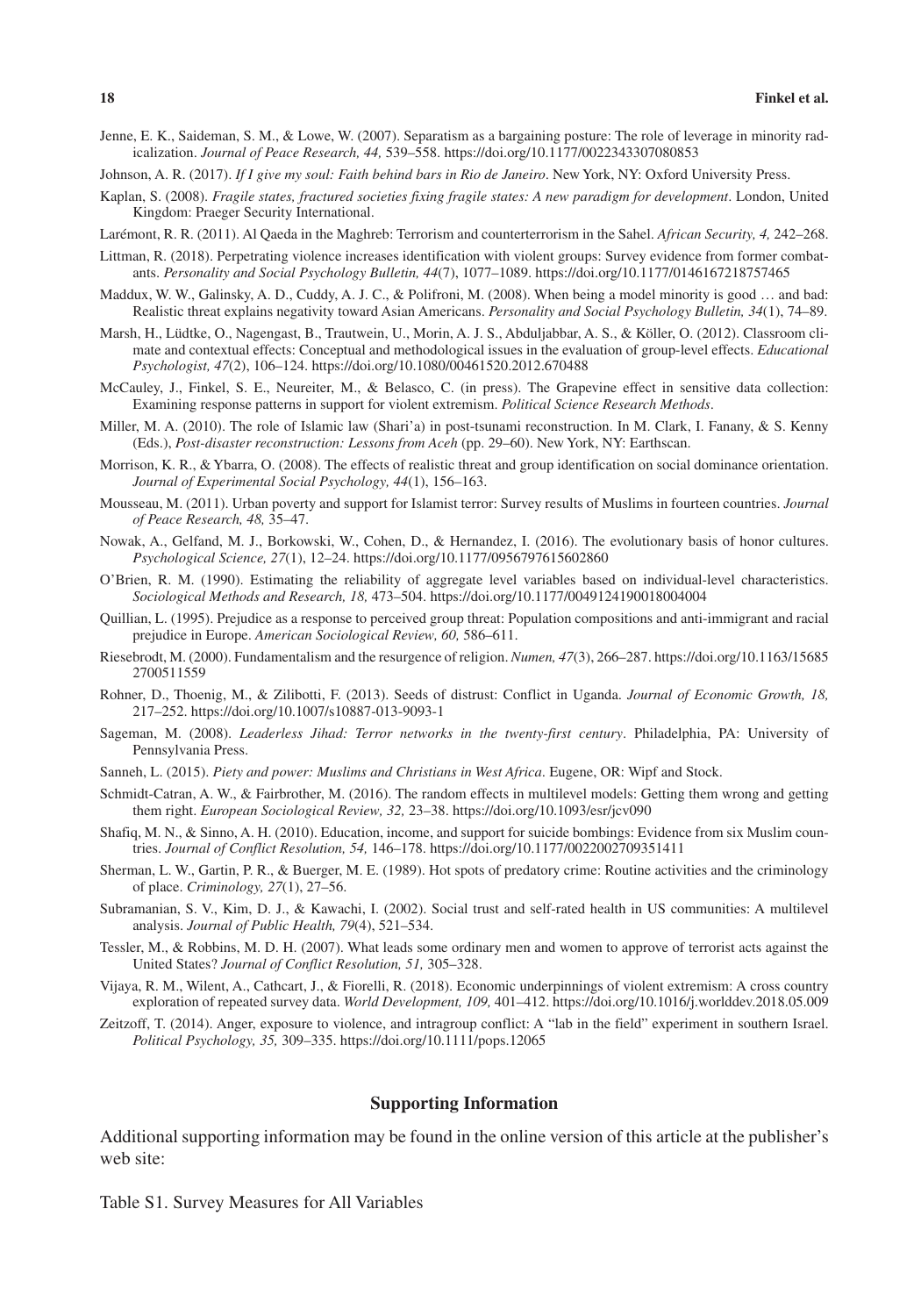Jenne, E. K., Saideman, S. M., & Lowe, W. (2007). Separatism as a bargaining posture: The role of leverage in minority radicalization. *Journal of Peace Research, 44,* 539–558. https://doi.org/10.1177/0022343307080853

Johnson, A. R. (2017). *If I give my soul: Faith behind bars in Rio de Janeiro*. New York, NY: Oxford University Press.

Kaplan, S. (2008). *Fragile states, fractured societies fixing fragile states: A new paradigm for development*. London, United Kingdom: Praeger Security International.

Larémont, R. R. (2011). Al Qaeda in the Maghreb: Terrorism and counterterrorism in the Sahel. *African Security, 4,* 242–268.

Littman, R. (2018). Perpetrating violence increases identification with violent groups: Survey evidence from former combatants. *Personality and Social Psychology Bulletin, 44*(7), 1077–1089. https://doi.org/10.1177/0146167218757465

Maddux, W. W., Galinsky, A. D., Cuddy, A. J. C., & Polifroni, M. (2008). When being a model minority is good … and bad: Realistic threat explains negativity toward Asian Americans. *Personality and Social Psychology Bulletin, 34*(1), 74–89.

Marsh, H., Lüdtke, O., Nagengast, B., Trautwein, U., Morin, A. J. S., Abduljabbar, A. S., & Köller, O. (2012). Classroom climate and contextual effects: Conceptual and methodological issues in the evaluation of group-level effects. *Educational Psychologist, 47*(2), 106–124. https://doi.org/10.1080/00461520.2012.670488

McCauley, J., Finkel, S. E., Neureiter, M., & Belasco, C. (in press). The Grapevine effect in sensitive data collection: Examining response patterns in support for violent extremism. *Political Science Research Methods*.

Miller, M. A. (2010). The role of Islamic law (Shari'a) in post-tsunami reconstruction. In M. Clark, I. Fanany, & S. Kenny (Eds.), *Post-disaster reconstruction: Lessons from Aceh* (pp. 29–60). New York, NY: Earthscan.

Morrison, K. R., & Ybarra, O. (2008). The effects of realistic threat and group identification on social dominance orientation. *Journal of Experimental Social Psychology, 44*(1), 156–163.

Mousseau, M. (2011). Urban poverty and support for Islamist terror: Survey results of Muslims in fourteen countries. *Journal of Peace Research, 48,* 35–47.

Nowak, A., Gelfand, M. J., Borkowski, W., Cohen, D., & Hernandez, I. (2016). The evolutionary basis of honor cultures. *Psychological Science, 27*(1), 12–24. https://doi.org/10.1177/0956797615602860

O'Brien, R. M. (1990). Estimating the reliability of aggregate level variables based on individual-level characteristics. *Sociological Methods and Research, 18,* 473–504. https://doi.org/10.1177/0049124190018004004

Quillian, L. (1995). Prejudice as a response to perceived group threat: Population compositions and anti-immigrant and racial prejudice in Europe. *American Sociological Review, 60,* 586–611.

Riesebrodt, M. (2000). Fundamentalism and the resurgence of religion. *Numen, 47*(3), 266–287. https://doi.org/10.1163/156852700511559

Rohner, D., Thoenig, M., & Zilibotti, F. (2013). Seeds of distrust: Conflict in Uganda. *Journal of Economic Growth, 18,* 217–252. https://doi.org/10.1007/s10887-013-9093-1

Sageman, M. (2008). *Leaderless Jihad: Terror networks in the twenty-first century*. Philadelphia, PA: University of Pennsylvania Press.

Sanneh, L. (2015). *Piety and power: Muslims and Christians in West Africa*. Eugene, OR: Wipf and Stock.

Schmidt-Catran, A. W., & Fairbrother, M. (2016). The random effects in multilevel models: Getting them wrong and getting them right. *European Sociological Review, 32,* 23–38. https://doi.org/10.1093/esr/jcv090

Shafiq, M. N., & Sinno, A. H. (2010). Education, income, and support for suicide bombings: Evidence from six Muslim countries. *Journal of Conflict Resolution, 54,* 146–178. https://doi.org/10.1177/0022002709351411

Sherman, L. W., Gartin, P. R., & Buerger, M. E. (1989). Hot spots of predatory crime: Routine activities and the criminology of place. *Criminology, 27*(1), 27–56.

Subramanian, S. V., Kim, D. J., & Kawachi, I. (2002). Social trust and self-rated health in US communities: A multilevel analysis. *Journal of Public Health, 79*(4), 521–534.

Tessler, M., & Robbins, M. D. H. (2007). What leads some ordinary men and women to approve of terrorist acts against the United States? *Journal of Conflict Resolution, 51,* 305–328.

Vijaya, R. M., Wilent, A., Cathcart, J., & Fiorelli, R. (2018). Economic underpinnings of violent extremism: A cross country exploration of repeated survey data. *World Development, 109,* 401–412. https://doi.org/10.1016/j.worlddev.2018.05.009

Zeitzoff, T. (2014). Anger, exposure to violence, and intragroup conflict: A "lab in the field" experiment in southern Israel. *Political Psychology, 35,* 309–335. https://doi.org/10.1111/pops.12065

## Supporting Information

Additional supporting information may be found in the online version of this article at the publisher's web site:

Table S1. Survey Measures for All Variables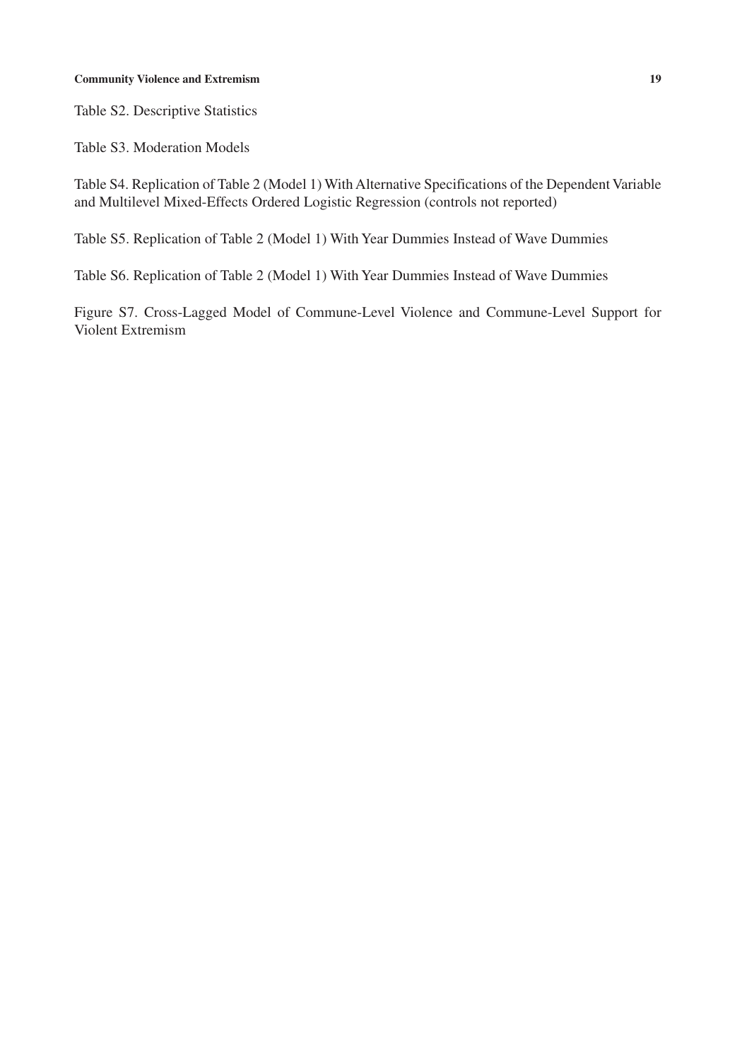Table S2. Descriptive Statistics

Table S3. Moderation Models

Table S4. Replication of Table 2 (Model 1) With Alternative Specifications of the Dependent Variable and Multilevel Mixed-Effects Ordered Logistic Regression (controls not reported)

Table S5. Replication of Table 2 (Model 1) With Year Dummies Instead of Wave Dummies

Table S6. Replication of Table 2 (Model 1) With Year Dummies Instead of Wave Dummies

Figure S7. Cross-Lagged Model of Commune-Level Violence and Commune-Level Support for Violent Extremism